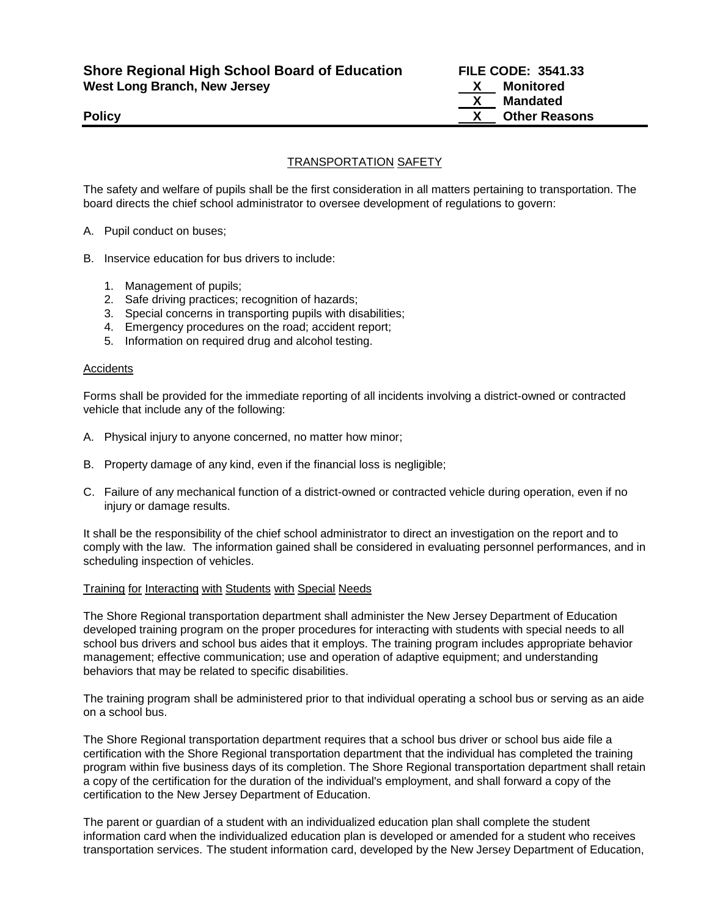**Shore Regional High School Board of Education** **FILE CODE: 3541.33**
**West Long Branch, New Jersey**

**\_\_X\_\_ Monitored**
**\_\_X\_\_ Mandated**
**\_\_X\_\_ Other Reasons**

**Policy**

## TRANSPORTATION SAFETY

The safety and welfare of pupils shall be the first consideration in all matters pertaining to transportation. The board directs the chief school administrator to oversee development of regulations to govern:

A. Pupil conduct on buses;

B. Inservice education for bus drivers to include:

1. Management of pupils;
2. Safe driving practices; recognition of hazards;
3. Special concerns in transporting pupils with disabilities;
4. Emergency procedures on the road; accident report;
5. Information on required drug and alcohol testing.

### Accidents

Forms shall be provided for the immediate reporting of all incidents involving a district-owned or contracted vehicle that include any of the following:

A. Physical injury to anyone concerned, no matter how minor;

B. Property damage of any kind, even if the financial loss is negligible;

C. Failure of any mechanical function of a district-owned or contracted vehicle during operation, even if no injury or damage results.

It shall be the responsibility of the chief school administrator to direct an investigation on the report and to comply with the law. The information gained shall be considered in evaluating personnel performances, and in scheduling inspection of vehicles.

### Training for Interacting with Students with Special Needs

The Shore Regional transportation department shall administer the New Jersey Department of Education developed training program on the proper procedures for interacting with students with special needs to all school bus drivers and school bus aides that it employs. The training program includes appropriate behavior management; effective communication; use and operation of adaptive equipment; and understanding behaviors that may be related to specific disabilities.

The training program shall be administered prior to that individual operating a school bus or serving as an aide on a school bus.

The Shore Regional transportation department requires that a school bus driver or school bus aide file a certification with the Shore Regional transportation department that the individual has completed the training program within five business days of its completion. The Shore Regional transportation department shall retain a copy of the certification for the duration of the individual's employment, and shall forward a copy of the certification to the New Jersey Department of Education.

The parent or guardian of a student with an individualized education plan shall complete the student information card when the individualized education plan is developed or amended for a student who receives transportation services. The student information card, developed by the New Jersey Department of Education,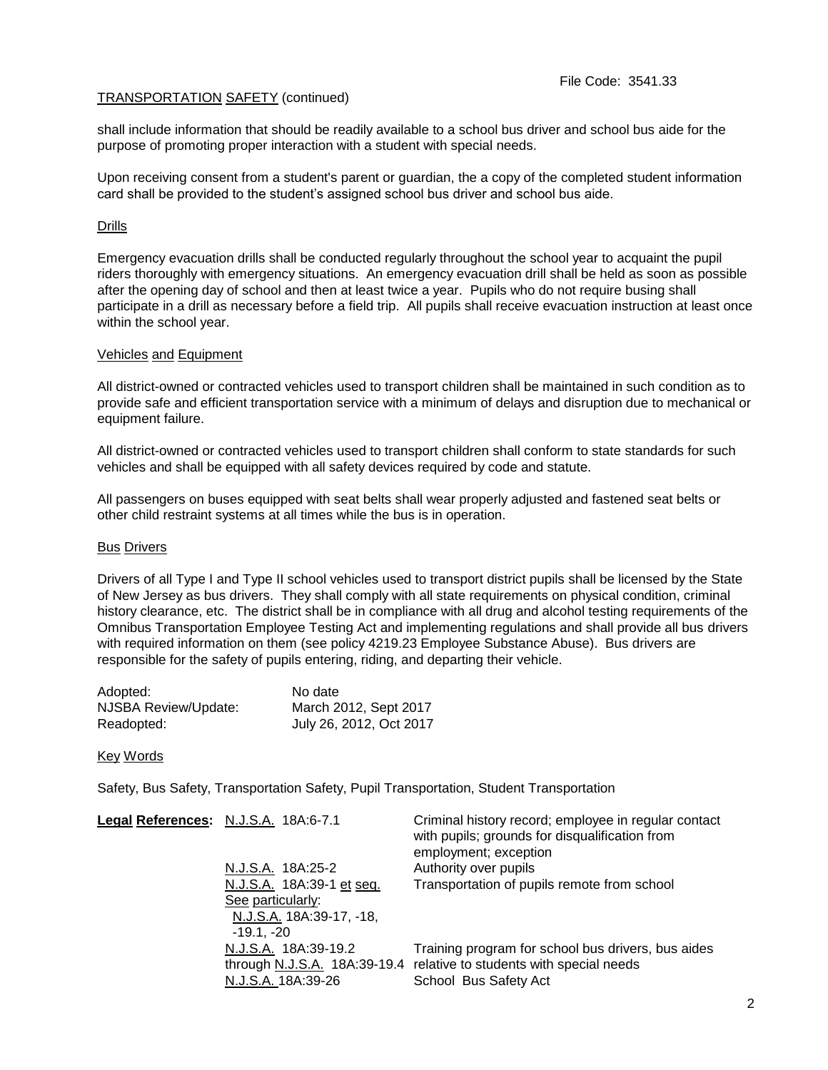TRANSPORTATION SAFETY (continued)

shall include information that should be readily available to a school bus driver and school bus aide for the purpose of promoting proper interaction with a student with special needs.

Upon receiving consent from a student's parent or guardian, the a copy of the completed student information card shall be provided to the student's assigned school bus driver and school bus aide.

## Drills

Emergency evacuation drills shall be conducted regularly throughout the school year to acquaint the pupil riders thoroughly with emergency situations. An emergency evacuation drill shall be held as soon as possible after the opening day of school and then at least twice a year. Pupils who do not require busing shall participate in a drill as necessary before a field trip. All pupils shall receive evacuation instruction at least once within the school year.

## Vehicles and Equipment

All district-owned or contracted vehicles used to transport children shall be maintained in such condition as to provide safe and efficient transportation service with a minimum of delays and disruption due to mechanical or equipment failure.

All district-owned or contracted vehicles used to transport children shall conform to state standards for such vehicles and shall be equipped with all safety devices required by code and statute.

All passengers on buses equipped with seat belts shall wear properly adjusted and fastened seat belts or other child restraint systems at all times while the bus is in operation.

## Bus Drivers

Drivers of all Type I and Type II school vehicles used to transport district pupils shall be licensed by the State of New Jersey as bus drivers. They shall comply with all state requirements on physical condition, criminal history clearance, etc. The district shall be in compliance with all drug and alcohol testing requirements of the Omnibus Transportation Employee Testing Act and implementing regulations and shall provide all bus drivers with required information on them (see policy 4219.23 Employee Substance Abuse). Bus drivers are responsible for the safety of pupils entering, riding, and departing their vehicle.

| | |
|---|---|
| Adopted: | No date |
| NJSBA Review/Update: | March 2012, Sept 2017 |
| Readopted: | July 26, 2012, Oct 2017 |

## Key Words

Safety, Bus Safety, Transportation Safety, Pupil Transportation, Student Transportation

| **Legal References:** | | |
|---|---|---|
| | N.J.S.A. 18A:6-7.1 | Criminal history record; employee in regular contact with pupils; grounds for disqualification from employment; exception |
| | N.J.S.A. 18A:25-2 | Authority over pupils |
| | N.J.S.A. 18A:39-1 et seq. See particularly: N.J.S.A. 18A:39-17, -18, -19.1, -20 | Transportation of pupils remote from school |
| | N.J.S.A. 18A:39-19.2 through N.J.S.A. 18A:39-19.4 | Training program for school bus drivers, bus aides relative to students with special needs |
| | N.J.S.A. 18A:39-26 | School Bus Safety Act |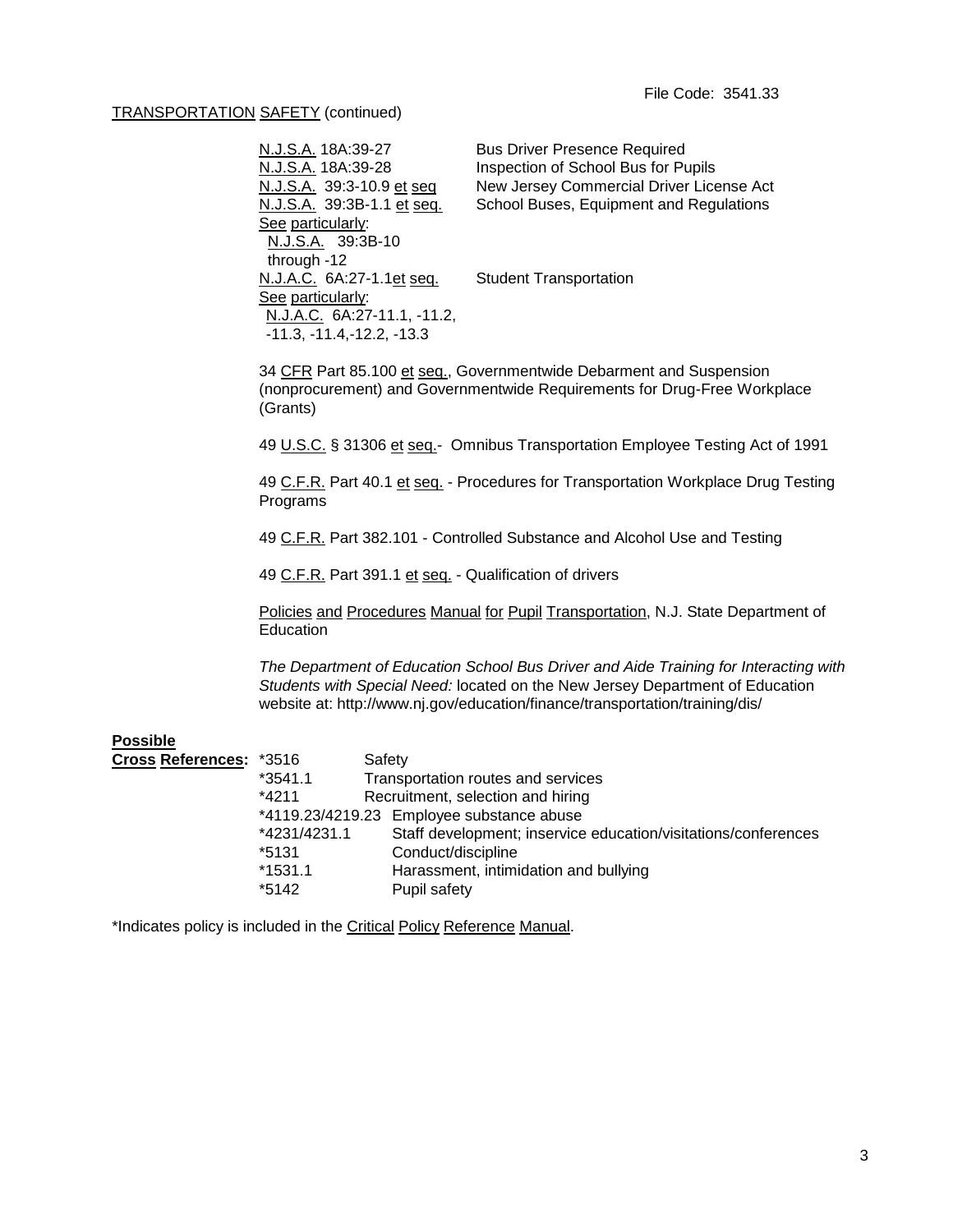File Code: 3541.33

TRANSPORTATION SAFETY (continued)

| | |
|---|---|
| N.J.S.A. 18A:39-27 | Bus Driver Presence Required |
| N.J.S.A. 18A:39-28 | Inspection of School Bus for Pupils |
| N.J.S.A. 39:3-10.9 et seq | New Jersey Commercial Driver License Act |
| N.J.S.A. 39:3B-1.1 et seq. See particularly: N.J.S.A. 39:3B-10 through -12 | School Buses, Equipment and Regulations |
| N.J.A.C. 6A:27-1.1et seq. See particularly: N.J.A.C. 6A:27-11.1, -11.2, -11.3, -11.4,-12.2, -13.3 | Student Transportation |

34 CFR Part 85.100 et seq., Governmentwide Debarment and Suspension (nonprocurement) and Governmentwide Requirements for Drug-Free Workplace (Grants)

49 U.S.C. § 31306 et seq.- Omnibus Transportation Employee Testing Act of 1991

49 C.F.R. Part 40.1 et seq. - Procedures for Transportation Workplace Drug Testing Programs

49 C.F.R. Part 382.101 - Controlled Substance and Alcohol Use and Testing

49 C.F.R. Part 391.1 et seq. - Qualification of drivers

Policies and Procedures Manual for Pupil Transportation, N.J. State Department of Education

*The Department of Education School Bus Driver and Aide Training for Interacting with Students with Special Need:* located on the New Jersey Department of Education website at: http://www.nj.gov/education/finance/transportation/training/dis/

**Possible Cross References:**

| | |
|---|---|
| *3516 | Safety |
| *3541.1 | Transportation routes and services |
| *4211 | Recruitment, selection and hiring |
| *4119.23/4219.23 | Employee substance abuse |
| *4231/4231.1 | Staff development; inservice education/visitations/conferences |
| *5131 | Conduct/discipline |
| *1531.1 | Harassment, intimidation and bullying |
| *5142 | Pupil safety |

*Indicates policy is included in the Critical Policy Reference Manual.